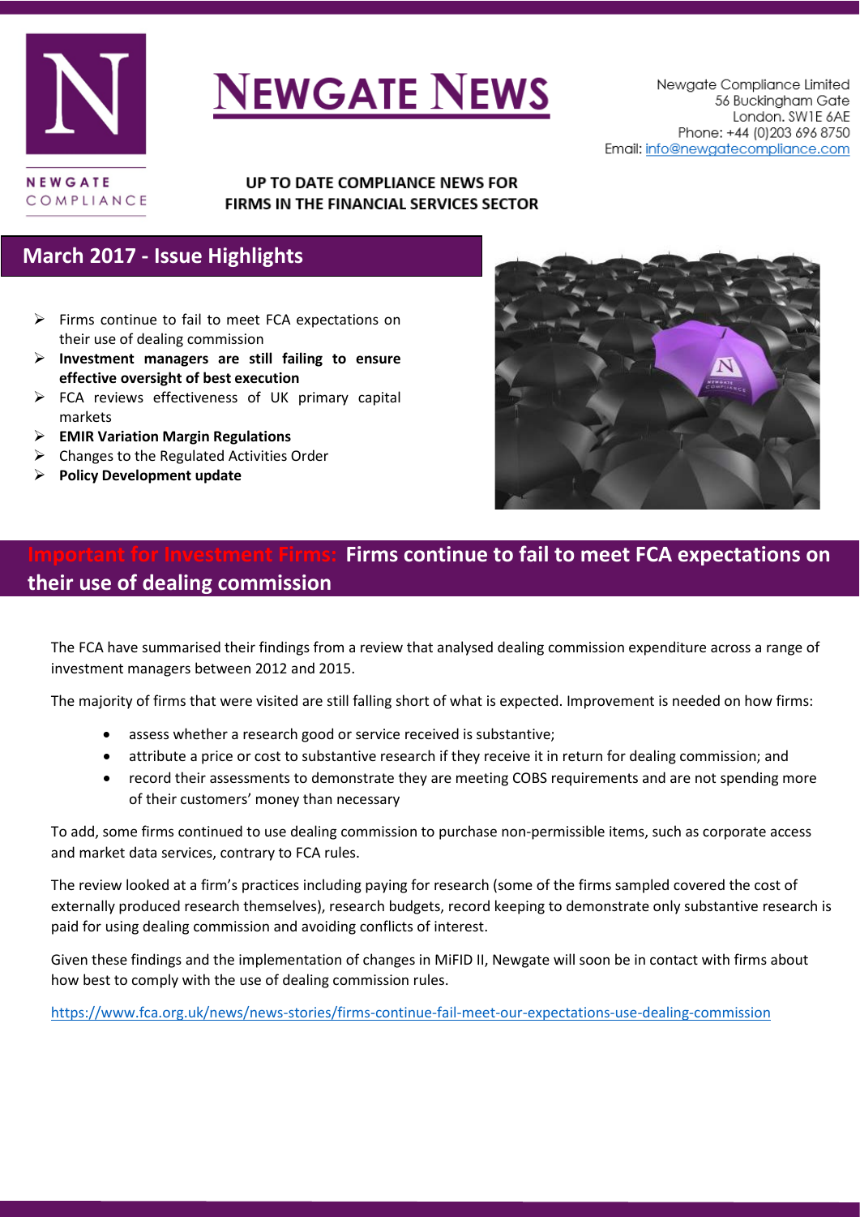# NEWGATE NEWS

NEWGATE COMPLIANCE

Newgate Compliance Limited
56 Buckingham Gate
London. SW1E 6AE
Phone: +44 (0)203 696 8750
Email: info@newgatecompliance.com

**UP TO DATE COMPLIANCE NEWS FOR FIRMS IN THE FINANCIAL SERVICES SECTOR**

## March 2017 - Issue Highlights

- Firms continue to fail to meet FCA expectations on their use of dealing commission
- **Investment managers are still failing to ensure effective oversight of best execution**
- FCA reviews effectiveness of UK primary capital markets
- **EMIR Variation Margin Regulations**
- Changes to the Regulated Activities Order
- **Policy Development update**

## Important for Investment Firms: Firms continue to fail to meet FCA expectations on their use of dealing commission

The FCA have summarised their findings from a review that analysed dealing commission expenditure across a range of investment managers between 2012 and 2015.

The majority of firms that were visited are still falling short of what is expected. Improvement is needed on how firms:

- assess whether a research good or service received is substantive;
- attribute a price or cost to substantive research if they receive it in return for dealing commission; and
- record their assessments to demonstrate they are meeting COBS requirements and are not spending more of their customers' money than necessary

To add, some firms continued to use dealing commission to purchase non-permissible items, such as corporate access and market data services, contrary to FCA rules.

The review looked at a firm's practices including paying for research (some of the firms sampled covered the cost of externally produced research themselves), research budgets, record keeping to demonstrate only substantive research is paid for using dealing commission and avoiding conflicts of interest.

Given these findings and the implementation of changes in MiFID II, Newgate will soon be in contact with firms about how best to comply with the use of dealing commission rules.

https://www.fca.org.uk/news/news-stories/firms-continue-fail-meet-our-expectations-use-dealing-commission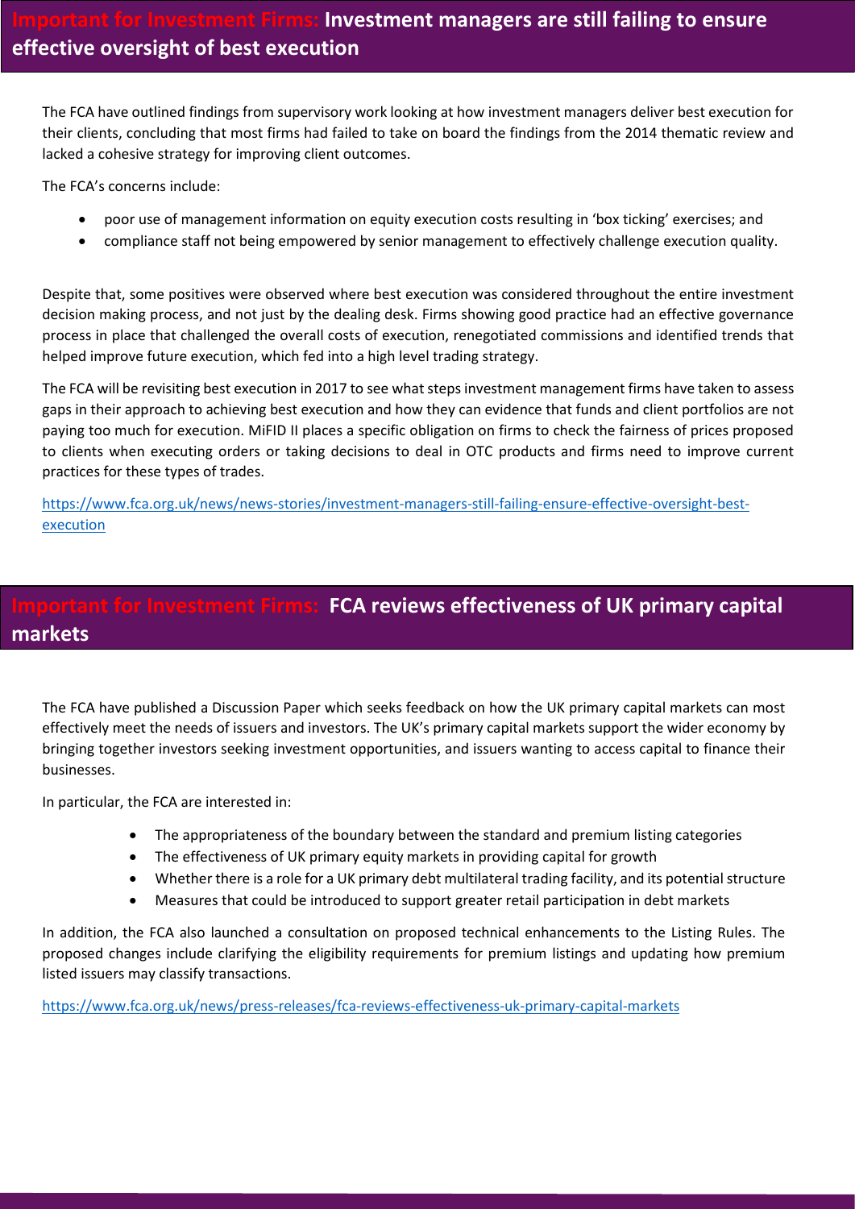## Important for Investment Firms: Investment managers are still failing to ensure effective oversight of best execution

The FCA have outlined findings from supervisory work looking at how investment managers deliver best execution for their clients, concluding that most firms had failed to take on board the findings from the 2014 thematic review and lacked a cohesive strategy for improving client outcomes.

The FCA's concerns include:

- poor use of management information on equity execution costs resulting in 'box ticking' exercises; and
- compliance staff not being empowered by senior management to effectively challenge execution quality.

Despite that, some positives were observed where best execution was considered throughout the entire investment decision making process, and not just by the dealing desk. Firms showing good practice had an effective governance process in place that challenged the overall costs of execution, renegotiated commissions and identified trends that helped improve future execution, which fed into a high level trading strategy.

The FCA will be revisiting best execution in 2017 to see what steps investment management firms have taken to assess gaps in their approach to achieving best execution and how they can evidence that funds and client portfolios are not paying too much for execution. MiFID II places a specific obligation on firms to check the fairness of prices proposed to clients when executing orders or taking decisions to deal in OTC products and firms need to improve current practices for these types of trades.

https://www.fca.org.uk/news/news-stories/investment-managers-still-failing-ensure-effective-oversight-best-execution

## Important for Investment Firms: FCA reviews effectiveness of UK primary capital markets

The FCA have published a Discussion Paper which seeks feedback on how the UK primary capital markets can most effectively meet the needs of issuers and investors. The UK's primary capital markets support the wider economy by bringing together investors seeking investment opportunities, and issuers wanting to access capital to finance their businesses.

In particular, the FCA are interested in:

- The appropriateness of the boundary between the standard and premium listing categories
- The effectiveness of UK primary equity markets in providing capital for growth
- Whether there is a role for a UK primary debt multilateral trading facility, and its potential structure
- Measures that could be introduced to support greater retail participation in debt markets

In addition, the FCA also launched a consultation on proposed technical enhancements to the Listing Rules. The proposed changes include clarifying the eligibility requirements for premium listings and updating how premium listed issuers may classify transactions.

https://www.fca.org.uk/news/press-releases/fca-reviews-effectiveness-uk-primary-capital-markets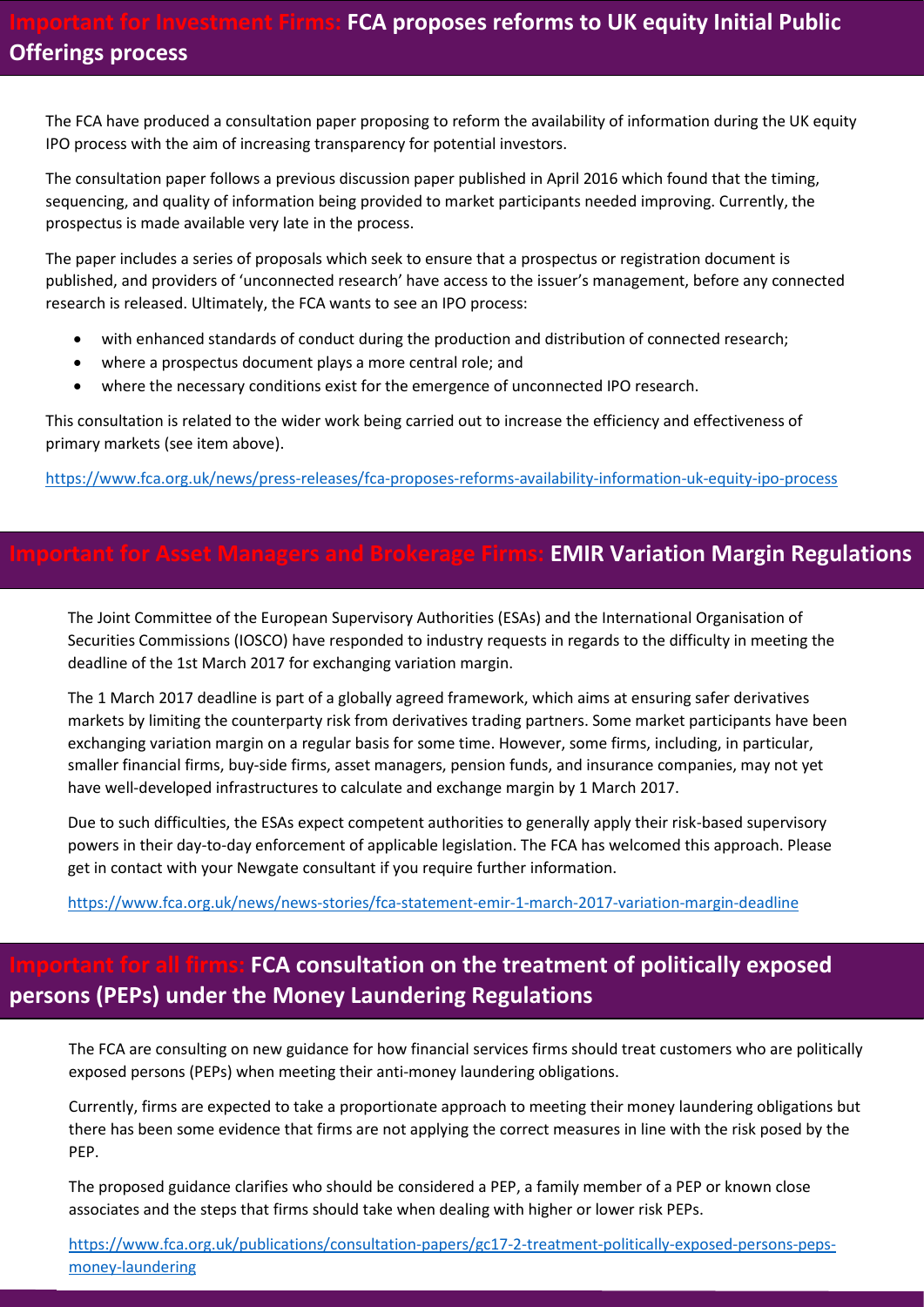## Important for Investment Firms: FCA proposes reforms to UK equity Initial Public Offerings process

The FCA have produced a consultation paper proposing to reform the availability of information during the UK equity IPO process with the aim of increasing transparency for potential investors.

The consultation paper follows a previous discussion paper published in April 2016 which found that the timing, sequencing, and quality of information being provided to market participants needed improving. Currently, the prospectus is made available very late in the process.

The paper includes a series of proposals which seek to ensure that a prospectus or registration document is published, and providers of 'unconnected research' have access to the issuer's management, before any connected research is released. Ultimately, the FCA wants to see an IPO process:

- with enhanced standards of conduct during the production and distribution of connected research;
- where a prospectus document plays a more central role; and
- where the necessary conditions exist for the emergence of unconnected IPO research.

This consultation is related to the wider work being carried out to increase the efficiency and effectiveness of primary markets (see item above).

https://www.fca.org.uk/news/press-releases/fca-proposes-reforms-availability-information-uk-equity-ipo-process

## Important for Asset Managers and Brokerage Firms: EMIR Variation Margin Regulations

The Joint Committee of the European Supervisory Authorities (ESAs) and the International Organisation of Securities Commissions (IOSCO) have responded to industry requests in regards to the difficulty in meeting the deadline of the 1st March 2017 for exchanging variation margin.

The 1 March 2017 deadline is part of a globally agreed framework, which aims at ensuring safer derivatives markets by limiting the counterparty risk from derivatives trading partners. Some market participants have been exchanging variation margin on a regular basis for some time. However, some firms, including, in particular, smaller financial firms, buy-side firms, asset managers, pension funds, and insurance companies, may not yet have well-developed infrastructures to calculate and exchange margin by 1 March 2017.

Due to such difficulties, the ESAs expect competent authorities to generally apply their risk-based supervisory powers in their day-to-day enforcement of applicable legislation. The FCA has welcomed this approach. Please get in contact with your Newgate consultant if you require further information.

https://www.fca.org.uk/news/news-stories/fca-statement-emir-1-march-2017-variation-margin-deadline

## Important for all firms: FCA consultation on the treatment of politically exposed persons (PEPs) under the Money Laundering Regulations

The FCA are consulting on new guidance for how financial services firms should treat customers who are politically exposed persons (PEPs) when meeting their anti-money laundering obligations.

Currently, firms are expected to take a proportionate approach to meeting their money laundering obligations but there has been some evidence that firms are not applying the correct measures in line with the risk posed by the PEP.

The proposed guidance clarifies who should be considered a PEP, a family member of a PEP or known close associates and the steps that firms should take when dealing with higher or lower risk PEPs.

https://www.fca.org.uk/publications/consultation-papers/gc17-2-treatment-politically-exposed-persons-peps-money-laundering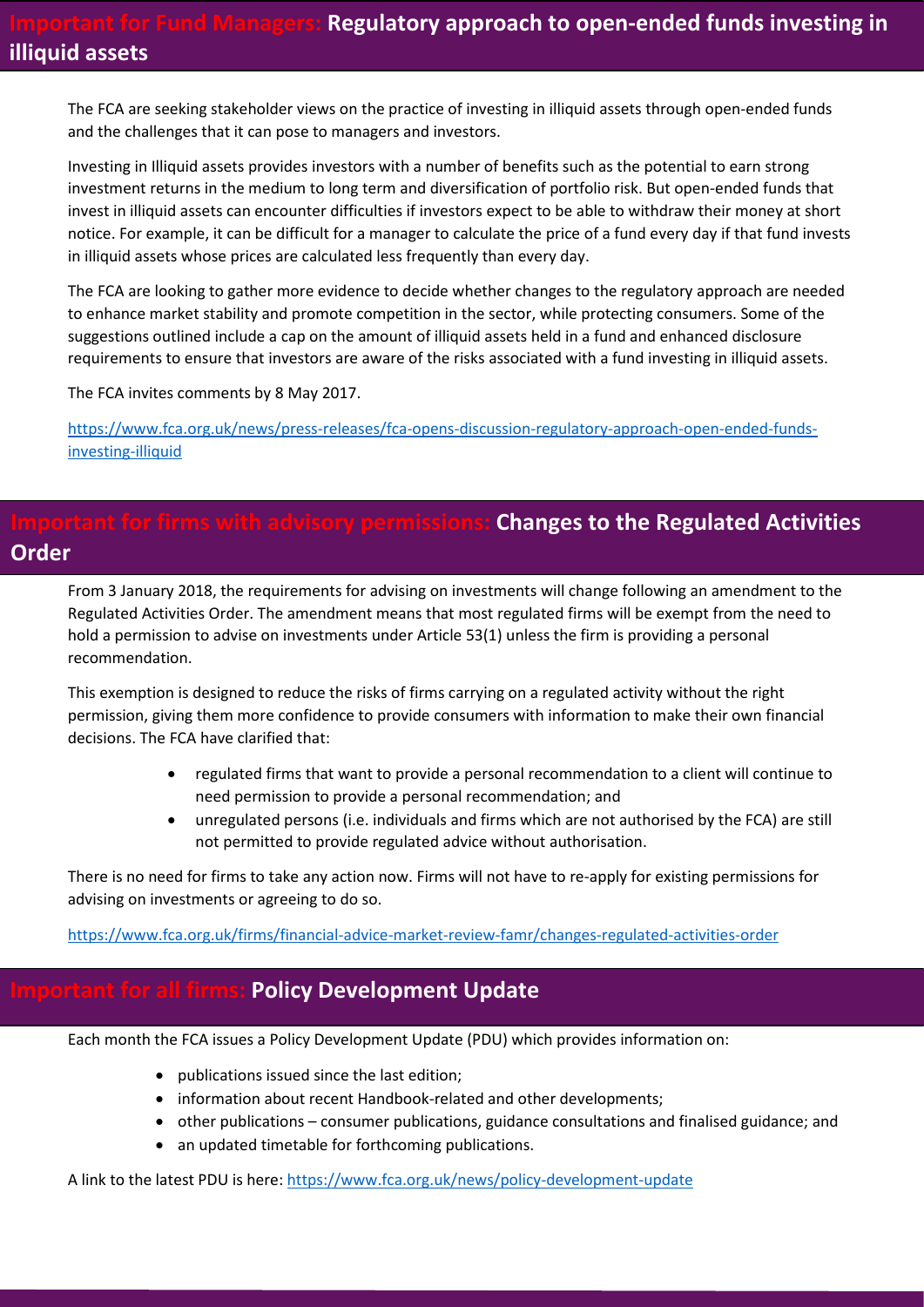## Important for Fund Managers: Regulatory approach to open-ended funds investing in illiquid assets

The FCA are seeking stakeholder views on the practice of investing in illiquid assets through open-ended funds and the challenges that it can pose to managers and investors.

Investing in Illiquid assets provides investors with a number of benefits such as the potential to earn strong investment returns in the medium to long term and diversification of portfolio risk. But open-ended funds that invest in illiquid assets can encounter difficulties if investors expect to be able to withdraw their money at short notice. For example, it can be difficult for a manager to calculate the price of a fund every day if that fund invests in illiquid assets whose prices are calculated less frequently than every day.

The FCA are looking to gather more evidence to decide whether changes to the regulatory approach are needed to enhance market stability and promote competition in the sector, while protecting consumers. Some of the suggestions outlined include a cap on the amount of illiquid assets held in a fund and enhanced disclosure requirements to ensure that investors are aware of the risks associated with a fund investing in illiquid assets.

The FCA invites comments by 8 May 2017.

https://www.fca.org.uk/news/press-releases/fca-opens-discussion-regulatory-approach-open-ended-funds-investing-illiquid

## Important for firms with advisory permissions: Changes to the Regulated Activities Order

From 3 January 2018, the requirements for advising on investments will change following an amendment to the Regulated Activities Order. The amendment means that most regulated firms will be exempt from the need to hold a permission to advise on investments under Article 53(1) unless the firm is providing a personal recommendation.

This exemption is designed to reduce the risks of firms carrying on a regulated activity without the right permission, giving them more confidence to provide consumers with information to make their own financial decisions. The FCA have clarified that:

- regulated firms that want to provide a personal recommendation to a client will continue to need permission to provide a personal recommendation; and
- unregulated persons (i.e. individuals and firms which are not authorised by the FCA) are still not permitted to provide regulated advice without authorisation.

There is no need for firms to take any action now. Firms will not have to re-apply for existing permissions for advising on investments or agreeing to do so.

https://www.fca.org.uk/firms/financial-advice-market-review-famr/changes-regulated-activities-order

## Important for all firms: Policy Development Update

Each month the FCA issues a Policy Development Update (PDU) which provides information on:

- publications issued since the last edition;
- information about recent Handbook-related and other developments;
- other publications – consumer publications, guidance consultations and finalised guidance; and
- an updated timetable for forthcoming publications.

A link to the latest PDU is here: https://www.fca.org.uk/news/policy-development-update